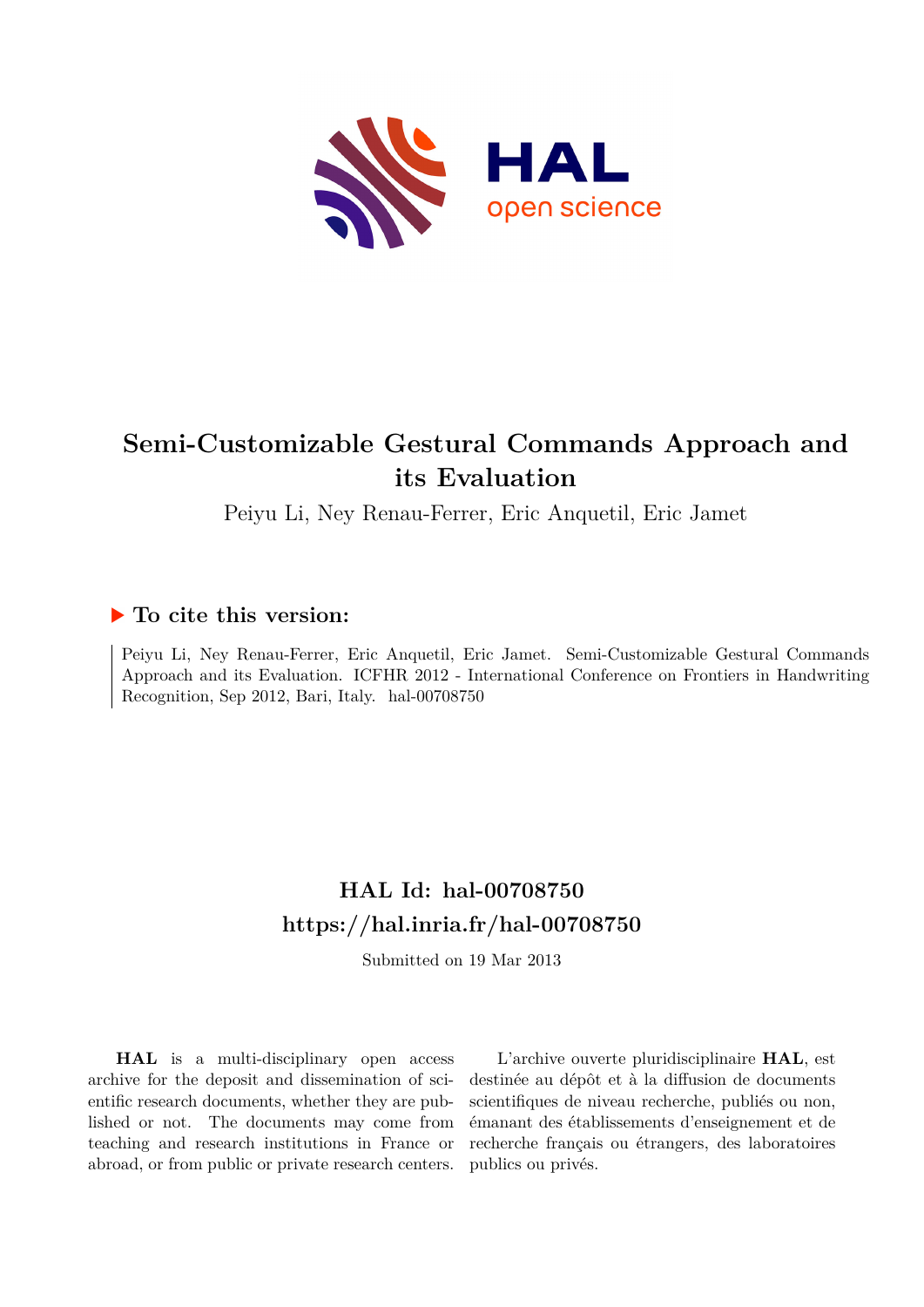# Semi-Customizable Gestural Commands Approach and its Evaluation

Peiyu Li, Ney Renau-Ferrer, Eric Anquetil, Eric Jamet

## ▶ To cite this version:

Peiyu Li, Ney Renau-Ferrer, Eric Anquetil, Eric Jamet. Semi-Customizable Gestural Commands Approach and its Evaluation. ICFHR 2012 - International Conference on Frontiers in Handwriting Recognition, Sep 2012, Bari, Italy. hal-00708750

## HAL Id: hal-00708750
## https://hal.inria.fr/hal-00708750

Submitted on 19 Mar 2013

**HAL** is a multi-disciplinary open access archive for the deposit and dissemination of scientific research documents, whether they are published or not. The documents may come from teaching and research institutions in France or abroad, or from public or private research centers.

L'archive ouverte pluridisciplinaire **HAL**, est destinée au dépôt et à la diffusion de documents scientifiques de niveau recherche, publiés ou non, émanant des établissements d'enseignement et de recherche français ou étrangers, des laboratoires publics ou privés.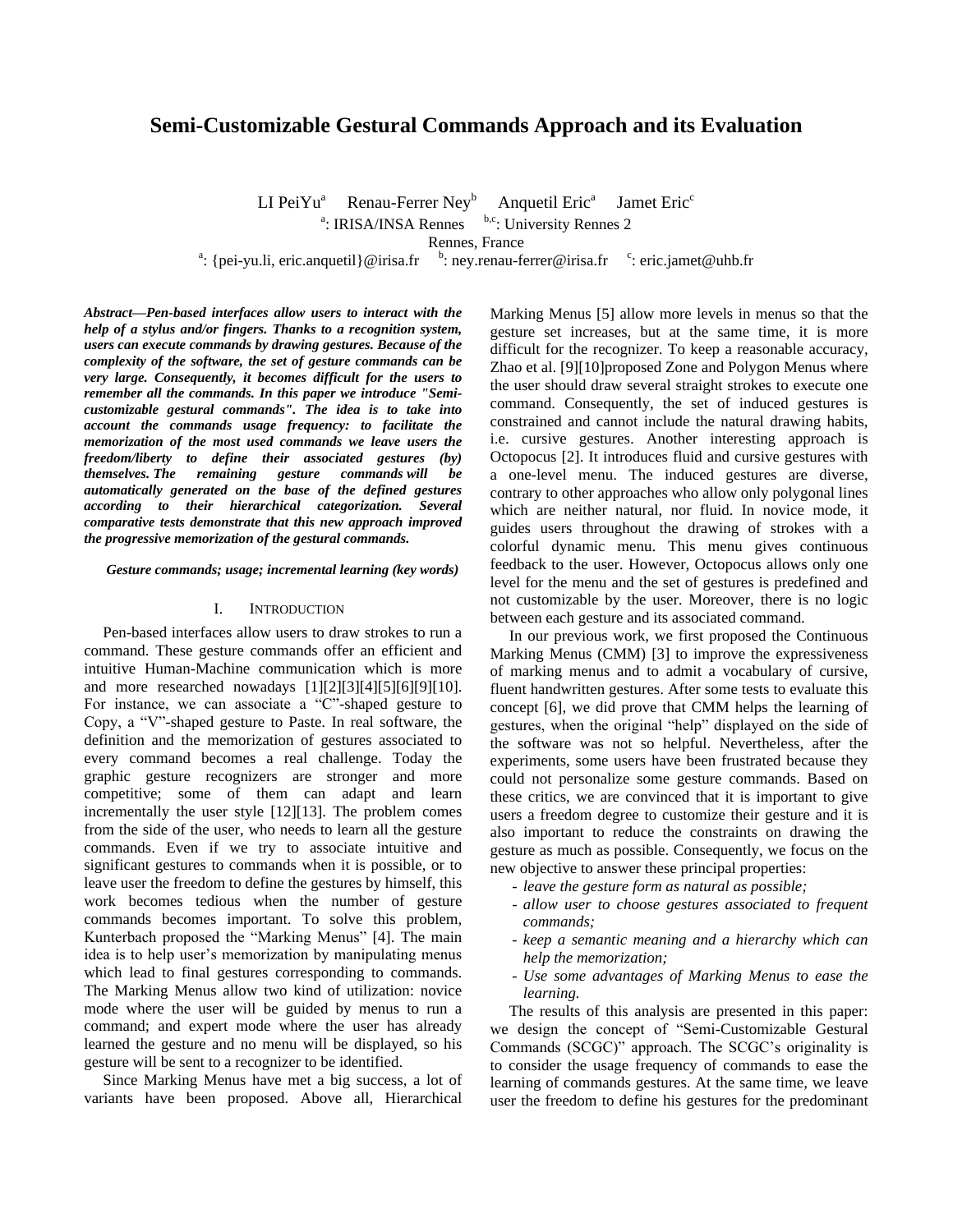# Semi-Customizable Gestural Commands Approach and its Evaluation

LI PeiYu[a] Renau-Ferrer Ney[b] Anquetil Eric[a] Jamet Eric[c]

[a]: IRISA/INSA Rennes [b,c]: University Rennes 2

Rennes, France

[a]: {pei-yu.li, eric.anquetil}@irisa.fr [b]: ney.renau-ferrer@irisa.fr [c]: eric.jamet@uhb.fr

***Abstract*—*Pen-based interfaces allow users to interact with the help of a stylus and/or fingers. Thanks to a recognition system, users can execute commands by drawing gestures. Because of the complexity of the software, the set of gesture commands can be very large. Consequently, it becomes difficult for the users to remember all the commands. In this paper we introduce "Semi-customizable gestural commands". The idea is to take into account the commands usage frequency: to facilitate the memorization of the most used commands we leave users the freedom/liberty to define their associated gestures (by) themselves. The remaining gesture commands will be automatically generated on the base of the defined gestures according to their hierarchical categorization. Several comparative tests demonstrate that this new approach improved the progressive memorization of the gestural commands.***

***Gesture commands; usage; incremental learning (key words)***

## I. Introduction

Pen-based interfaces allow users to draw strokes to run a command. These gesture commands offer an efficient and intuitive Human-Machine communication which is more and more researched nowadays [1][2][3][4][5][6][9][10]. For instance, we can associate a "C"-shaped gesture to Copy, a "V"-shaped gesture to Paste. In real software, the definition and the memorization of gestures associated to every command becomes a real challenge. Today the graphic gesture recognizers are stronger and more competitive; some of them can adapt and learn incrementally the user style [12][13]. The problem comes from the side of the user, who needs to learn all the gesture commands. Even if we try to associate intuitive and significant gestures to commands when it is possible, or to leave user the freedom to define the gestures by himself, this work becomes tedious when the number of gesture commands becomes important. To solve this problem, Kunterbach proposed the "Marking Menus" [4]. The main idea is to help user's memorization by manipulating menus which lead to final gestures corresponding to commands. The Marking Menus allow two kind of utilization: novice mode where the user will be guided by menus to run a command; and expert mode where the user has already learned the gesture and no menu will be displayed, so his gesture will be sent to a recognizer to be identified.

Since Marking Menus have met a big success, a lot of variants have been proposed. Above all, Hierarchical Marking Menus [5] allow more levels in menus so that the gesture set increases, but at the same time, it is more difficult for the recognizer. To keep a reasonable accuracy, Zhao et al. [9][10]proposed Zone and Polygon Menus where the user should draw several straight strokes to execute one command. Consequently, the set of induced gestures is constrained and cannot include the natural drawing habits, i.e. cursive gestures. Another interesting approach is Octopocus [2]. It introduces fluid and cursive gestures with a one-level menu. The induced gestures are diverse, contrary to other approaches who allow only polygonal lines which are neither natural, nor fluid. In novice mode, it guides users throughout the drawing of strokes with a colorful dynamic menu. This menu gives continuous feedback to the user. However, Octopocus allows only one level for the menu and the set of gestures is predefined and not customizable by the user. Moreover, there is no logic between each gesture and its associated command.

In our previous work, we first proposed the Continuous Marking Menus (CMM) [3] to improve the expressiveness of marking menus and to admit a vocabulary of cursive, fluent handwritten gestures. After some tests to evaluate this concept [6], we did prove that CMM helps the learning of gestures, when the original "help" displayed on the side of the software was not so helpful. Nevertheless, after the experiments, some users have been frustrated because they could not personalize some gesture commands. Based on these critics, we are convinced that it is important to give users a freedom degree to customize their gesture and it is also important to reduce the constraints on drawing the gesture as much as possible. Consequently, we focus on the new objective to answer these principal properties:

- *leave the gesture form as natural as possible;*
- *allow user to choose gestures associated to frequent commands;*
- *keep a semantic meaning and a hierarchy which can help the memorization;*
- *Use some advantages of Marking Menus to ease the learning.*

The results of this analysis are presented in this paper: we design the concept of "Semi-Customizable Gestural Commands (SCGC)" approach. The SCGC's originality is to consider the usage frequency of commands to ease the learning of commands gestures. At the same time, we leave user the freedom to define his gestures for the predominant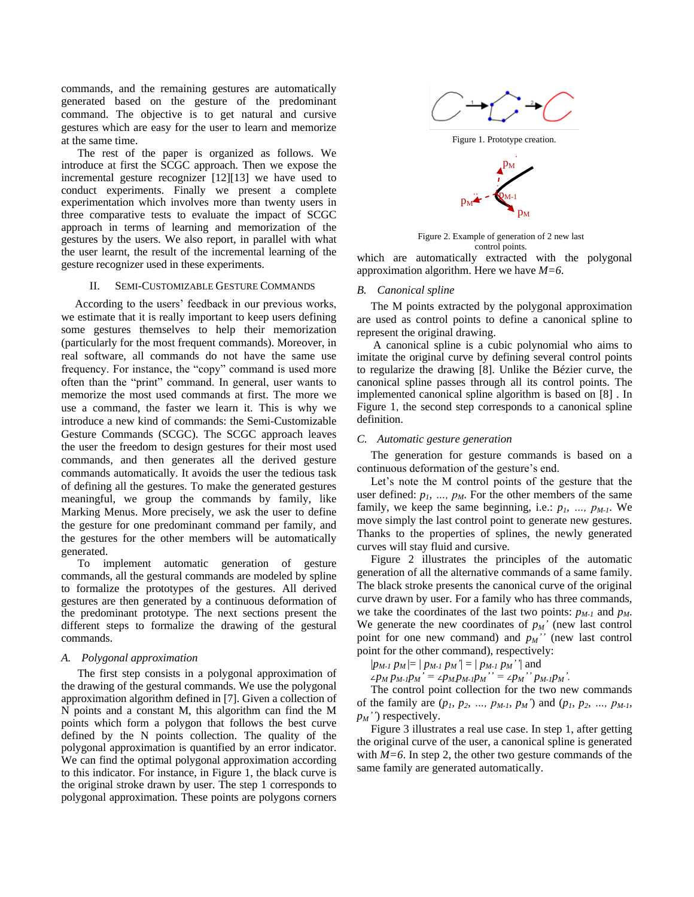commands, and the remaining gestures are automatically generated based on the gesture of the predominant command. The objective is to get natural and cursive gestures which are easy for the user to learn and memorize at the same time.

The rest of the paper is organized as follows. We introduce at first the SCGC approach. Then we expose the incremental gesture recognizer [12][13] we have used to conduct experiments. Finally we present a complete experimentation which involves more than twenty users in three comparative tests to evaluate the impact of SCGC approach in terms of learning and memorization of the gestures by the users. We also report, in parallel with what the user learnt, the result of the incremental learning of the gesture recognizer used in these experiments.

## II. Semi-Customizable Gesture Commands

According to the users' feedback in our previous works, we estimate that it is really important to keep users defining some gestures themselves to help their memorization (particularly for the most frequent commands). Moreover, in real software, all commands do not have the same use frequency. For instance, the "copy" command is used more often than the "print" command. In general, user wants to memorize the most used commands at first. The more we use a command, the faster we learn it. This is why we introduce a new kind of commands: the Semi-Customizable Gesture Commands (SCGC). The SCGC approach leaves the user the freedom to design gestures for their most used commands, and then generates all the derived gesture commands automatically. It avoids the user the tedious task of defining all the gestures. To make the generated gestures meaningful, we group the commands by family, like Marking Menus. More precisely, we ask the user to define the gesture for one predominant command per family, and the gestures for the other members will be automatically generated.

To implement automatic generation of gesture commands, all the gestural commands are modeled by spline to formalize the prototypes of the gestures. All derived gestures are then generated by a continuous deformation of the predominant prototype. The next sections present the different steps to formalize the drawing of the gestural commands.

### A. Polygonal approximation

The first step consists in a polygonal approximation of the drawing of the gestural commands. We use the polygonal approximation algorithm defined in [7]. Given a collection of N points and a constant M, this algorithm can find the M points which form a polygon that follows the best curve defined by the N points collection. The quality of the polygonal approximation is quantified by an error indicator. We can find the optimal polygonal approximation according to this indicator. For instance, in Figure 1, the black curve is the original stroke drawn by user. The step 1 corresponds to polygonal approximation. These points are polygons corners which are automatically extracted with the polygonal approximation algorithm. Here we have $M=6$.

Figure 1. Prototype creation.

Figure 2. Example of generation of 2 new last control points.

### B. Canonical spline

The M points extracted by the polygonal approximation are used as control points to define a canonical spline to represent the original drawing.

A canonical spline is a cubic polynomial who aims to imitate the original curve by defining several control points to regularize the drawing [8]. Unlike the Bézier curve, the canonical spline passes through all its control points. The implemented canonical spline algorithm is based on [8] . In Figure 1, the second step corresponds to a canonical spline definition.

### C. Automatic gesture generation

The generation for gesture commands is based on a continuous deformation of the gesture's end.

Let's note the M control points of the gesture that the user defined: $p_1, \ldots, p_M$. For the other members of the same family, we keep the same beginning, i.e.: $p_1, \ldots, p_{M-1}$. We move simply the last control point to generate new gestures. Thanks to the properties of splines, the newly generated curves will stay fluid and cursive.

Figure 2 illustrates the principles of the automatic generation of all the alternative commands of a same family. The black stroke presents the canonical curve of the original curve drawn by user. For a family who has three commands, we take the coordinates of the last two points: $p_{M-1}$ and $p_M$. We generate the new coordinates of $p_M'$ (new last control point for one new command) and $p_M''$ (new last control point for the other command), respectively:

$|p_{M-1}\, p_M| = |p_{M-1}\, p_M'| = |p_{M-1}\, p_M''|$ and

$\angle p_M\, p_{M-1} p_M' = \angle p_M p_{M-1} p_M'' = \angle p_M''\, p_{M-1} p_M'$.

The control point collection for the two new commands of the family are $(p_1, p_2, \ldots, p_{M-1}, p_M')$ and $(p_1, p_2, \ldots, p_{M-1}, p_M'')$ respectively.

Figure 3 illustrates a real use case. In step 1, after getting the original curve of the user, a canonical spline is generated with $M=6$. In step 2, the other two gesture commands of the same family are generated automatically.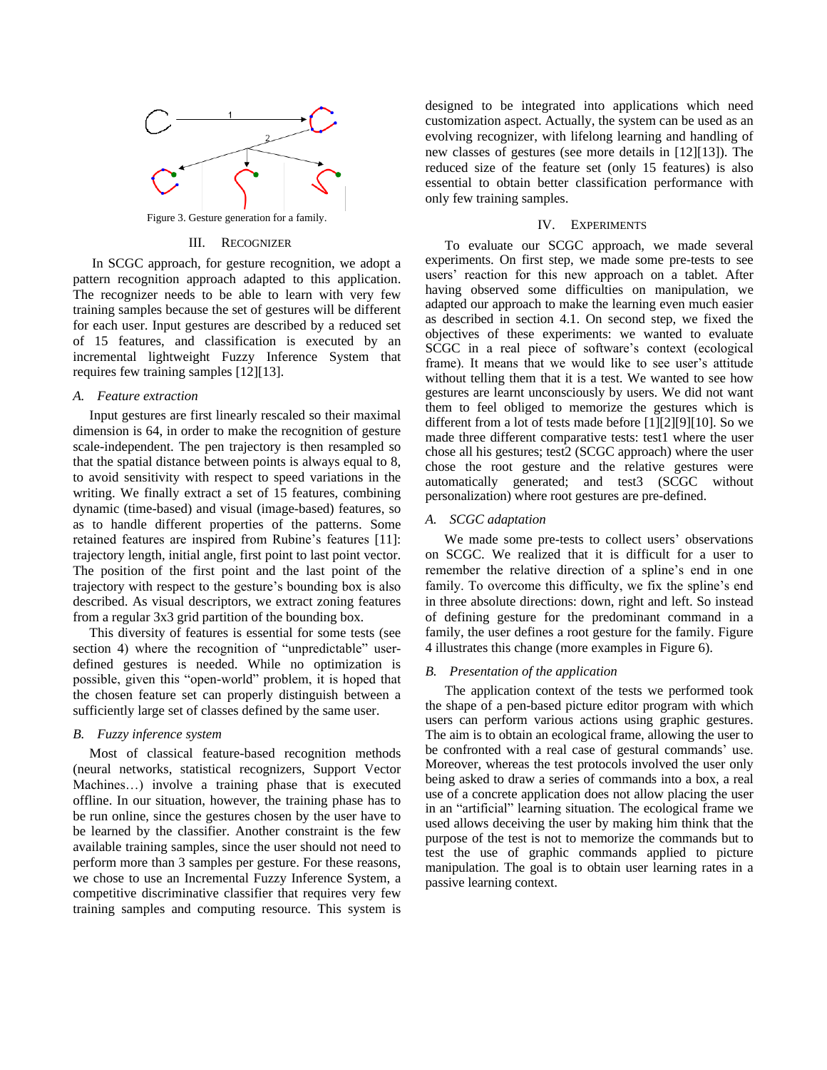Figure 3. Gesture generation for a family.

## III. Recognizer

In SCGC approach, for gesture recognition, we adopt a pattern recognition approach adapted to this application. The recognizer needs to be able to learn with very few training samples because the set of gestures will be different for each user. Input gestures are described by a reduced set of 15 features, and classification is executed by an incremental lightweight Fuzzy Inference System that requires few training samples [12][13].

### *A. Feature extraction*

Input gestures are first linearly rescaled so their maximal dimension is 64, in order to make the recognition of gesture scale-independent. The pen trajectory is then resampled so that the spatial distance between points is always equal to 8, to avoid sensitivity with respect to speed variations in the writing. We finally extract a set of 15 features, combining dynamic (time-based) and visual (image-based) features, so as to handle different properties of the patterns. Some retained features are inspired from Rubine's features [11]: trajectory length, initial angle, first point to last point vector. The position of the first point and the last point of the trajectory with respect to the gesture's bounding box is also described. As visual descriptors, we extract zoning features from a regular 3x3 grid partition of the bounding box.

This diversity of features is essential for some tests (see section 4) where the recognition of "unpredictable" user-defined gestures is needed. While no optimization is possible, given this "open-world" problem, it is hoped that the chosen feature set can properly distinguish between a sufficiently large set of classes defined by the same user.

### *B. Fuzzy inference system*

Most of classical feature-based recognition methods (neural networks, statistical recognizers, Support Vector Machines…) involve a training phase that is executed offline. In our situation, however, the training phase has to be run online, since the gestures chosen by the user have to be learned by the classifier. Another constraint is the few available training samples, since the user should not need to perform more than 3 samples per gesture. For these reasons, we chose to use an Incremental Fuzzy Inference System, a competitive discriminative classifier that requires very few training samples and computing resource. This system is designed to be integrated into applications which need customization aspect. Actually, the system can be used as an evolving recognizer, with lifelong learning and handling of new classes of gestures (see more details in [12][13]). The reduced size of the feature set (only 15 features) is also essential to obtain better classification performance with only few training samples.

## IV. Experiments

To evaluate our SCGC approach, we made several experiments. On first step, we made some pre-tests to see users' reaction for this new approach on a tablet. After having observed some difficulties on manipulation, we adapted our approach to make the learning even much easier as described in section 4.1. On second step, we fixed the objectives of these experiments: we wanted to evaluate SCGC in a real piece of software's context (ecological frame). It means that we would like to see user's attitude without telling them that it is a test. We wanted to see how gestures are learnt unconsciously by users. We did not want them to feel obliged to memorize the gestures which is different from a lot of tests made before [1][2][9][10]. So we made three different comparative tests: test1 where the user chose all his gestures; test2 (SCGC approach) where the user chose the root gesture and the relative gestures were automatically generated; and test3 (SCGC without personalization) where root gestures are pre-defined.

### *A. SCGC adaptation*

We made some pre-tests to collect users' observations on SCGC. We realized that it is difficult for a user to remember the relative direction of a spline's end in one family. To overcome this difficulty, we fix the spline's end in three absolute directions: down, right and left. So instead of defining gesture for the predominant command in a family, the user defines a root gesture for the family. Figure 4 illustrates this change (more examples in Figure 6).

### *B. Presentation of the application*

The application context of the tests we performed took the shape of a pen-based picture editor program with which users can perform various actions using graphic gestures. The aim is to obtain an ecological frame, allowing the user to be confronted with a real case of gestural commands' use. Moreover, whereas the test protocols involved the user only being asked to draw a series of commands into a box, a real use of a concrete application does not allow placing the user in an "artificial" learning situation. The ecological frame we used allows deceiving the user by making him think that the purpose of the test is not to memorize the commands but to test the use of graphic commands applied to picture manipulation. The goal is to obtain user learning rates in a passive learning context.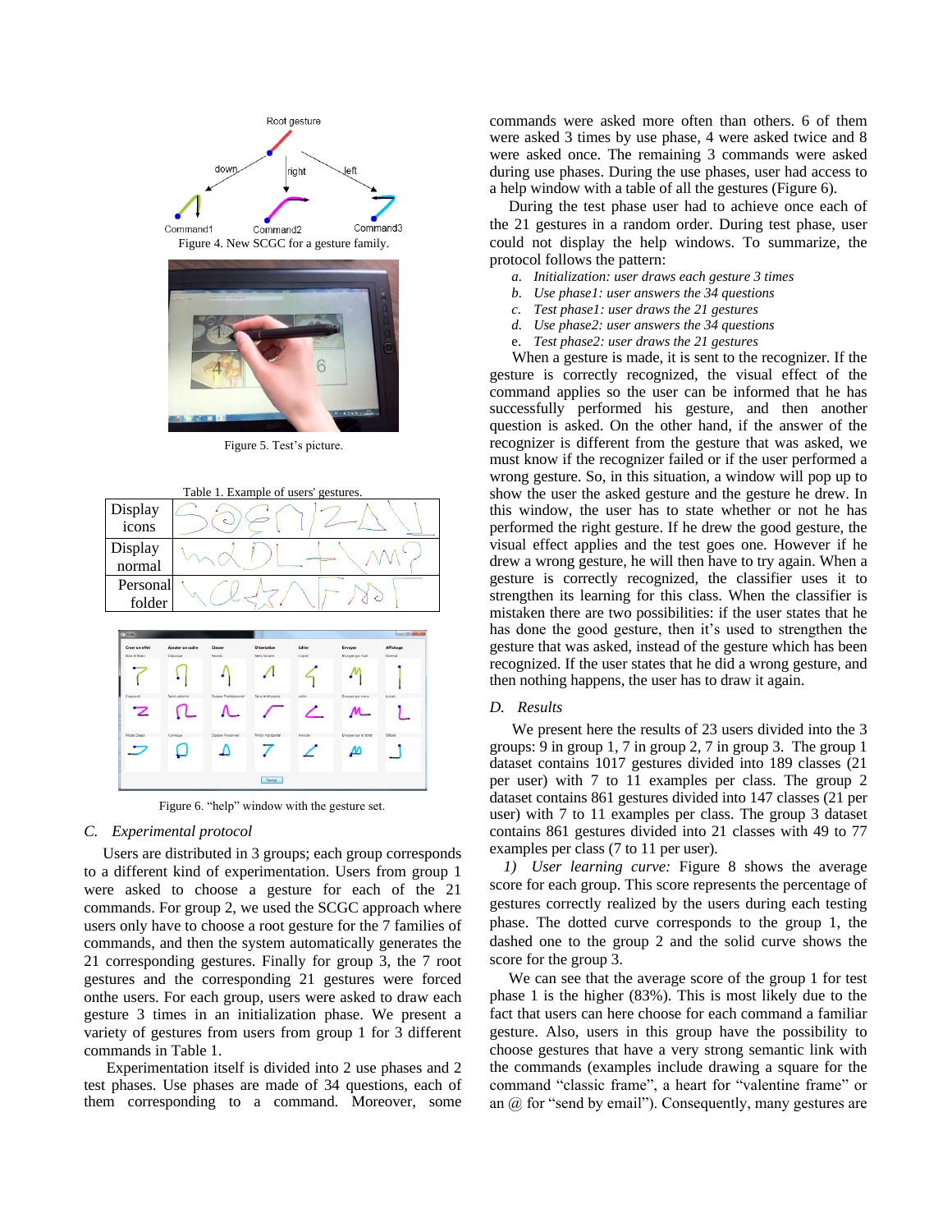Figure 4. New SCGC for a gesture family.

Figure 5. Test's picture.

Table 1. Example of users' gestures.

| | |
|---|---|
| Display icons | |
| Display normal | |
| Personal folder | |

Figure 6. "help" window with the gesture set.

### C. Experimental protocol

Users are distributed in 3 groups; each group corresponds to a different kind of experimentation. Users from group 1 were asked to choose a gesture for each of the 21 commands. For group 2, we used the SCGC approach where users only have to choose a root gesture for the 7 families of commands, and then the system automatically generates the 21 corresponding gestures. Finally for group 3, the 7 root gestures and the corresponding 21 gestures were forced onthe users. For each group, users were asked to draw each gesture 3 times in an initialization phase. We present a variety of gestures from users from group 1 for 3 different commands in Table 1.

Experimentation itself is divided into 2 use phases and 2 test phases. Use phases are made of 34 questions, each of them corresponding to a command. Moreover, some commands were asked more often than others. 6 of them were asked 3 times by use phase, 4 were asked twice and 8 were asked once. The remaining 3 commands were asked during use phases. During the use phases, user had access to a help window with a table of all the gestures (Figure 6).

During the test phase user had to achieve once each of the 21 gestures in a random order. During test phase, user could not display the help windows. To summarize, the protocol follows the pattern:

a. *Initialization: user draws each gesture 3 times*
b. *Use phase1: user answers the 34 questions*
c. *Test phase1: user draws the 21 gestures*
d. *Use phase2: user answers the 34 questions*
e. *Test phase2: user draws the 21 gestures*

When a gesture is made, it is sent to the recognizer. If the gesture is correctly recognized, the visual effect of the command applies so the user can be informed that he has successfully performed his gesture, and then another question is asked. On the other hand, if the answer of the recognizer is different from the gesture that was asked, we must know if the recognizer failed or if the user performed a wrong gesture. So, in this situation, a window will pop up to show the user the asked gesture and the gesture he drew. In this window, the user has to state whether or not he has performed the right gesture. If he drew the good gesture, the visual effect applies and the test goes one. However if he drew a wrong gesture, he will then have to try again. When a gesture is correctly recognized, the classifier uses it to strengthen its learning for this class. When the classifier is mistaken there are two possibilities: if the user states that he has done the good gesture, then it's used to strengthen the gesture that was asked, instead of the gesture which has been recognized. If the user states that he did a wrong gesture, and then nothing happens, the user has to draw it again.

### D. Results

We present here the results of 23 users divided into the 3 groups: 9 in group 1, 7 in group 2, 7 in group 3. The group 1 dataset contains 1017 gestures divided into 189 classes (21 per user) with 7 to 11 examples per class. The group 2 dataset contains 861 gestures divided into 147 classes (21 per user) with 7 to 11 examples per class. The group 3 dataset contains 861 gestures divided into 21 classes with 49 to 77 examples per class (7 to 11 per user).

*1) User learning curve:* Figure 8 shows the average score for each group. This score represents the percentage of gestures correctly realized by the users during each testing phase. The dotted curve corresponds to the group 1, the dashed one to the group 2 and the solid curve shows the score for the group 3.

We can see that the average score of the group 1 for test phase 1 is the higher (83%). This is most likely due to the fact that users can here choose for each command a familiar gesture. Also, users in this group have the possibility to choose gestures that have a very strong semantic link with the commands (examples include drawing a square for the command "classic frame", a heart for "valentine frame" or an @ for "send by email"). Consequently, many gestures are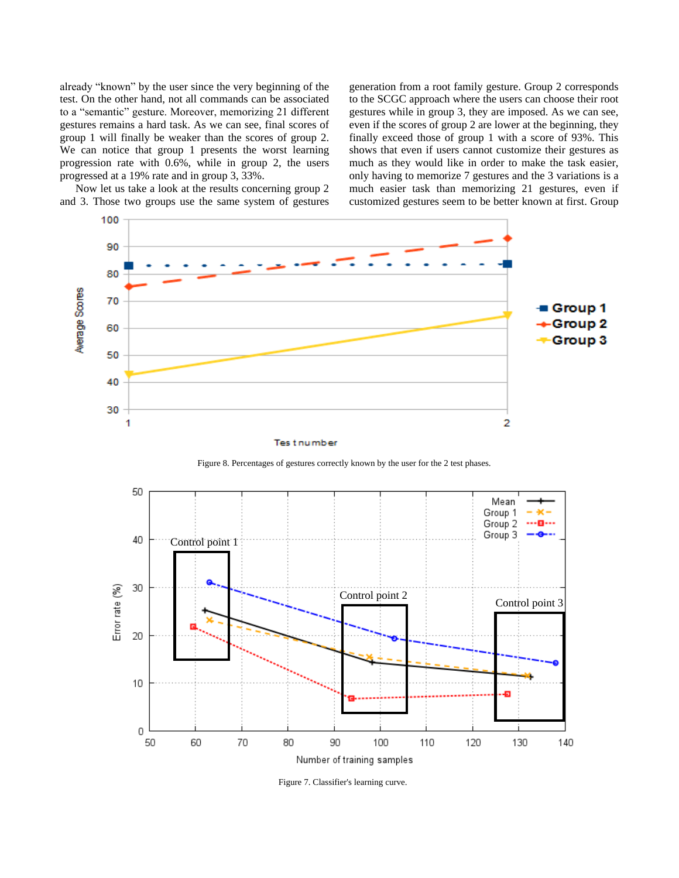already "known" by the user since the very beginning of the test. On the other hand, not all commands can be associated to a "semantic" gesture. Moreover, memorizing 21 different gestures remains a hard task. As we can see, final scores of group 1 will finally be weaker than the scores of group 2. We can notice that group 1 presents the worst learning progression rate with 0.6%, while in group 2, the users progressed at a 19% rate and in group 3, 33%.

Now let us take a look at the results concerning group 2 and 3. Those two groups use the same system of gestures generation from a root family gesture. Group 2 corresponds to the SCGC approach where the users can choose their root gestures while in group 3, they are imposed. As we can see, even if the scores of group 2 are lower at the beginning, they finally exceed those of group 1 with a score of 93%. This shows that even if users cannot customize their gestures as much as they would like in order to make the task easier, only having to memorize 7 gestures and the 3 variations is a much easier task than memorizing 21 gestures, even if customized gestures seem to be better known at first. Group

Figure 8. Percentages of gestures correctly known by the user for the 2 test phases.

Figure 7. Classifier's learning curve.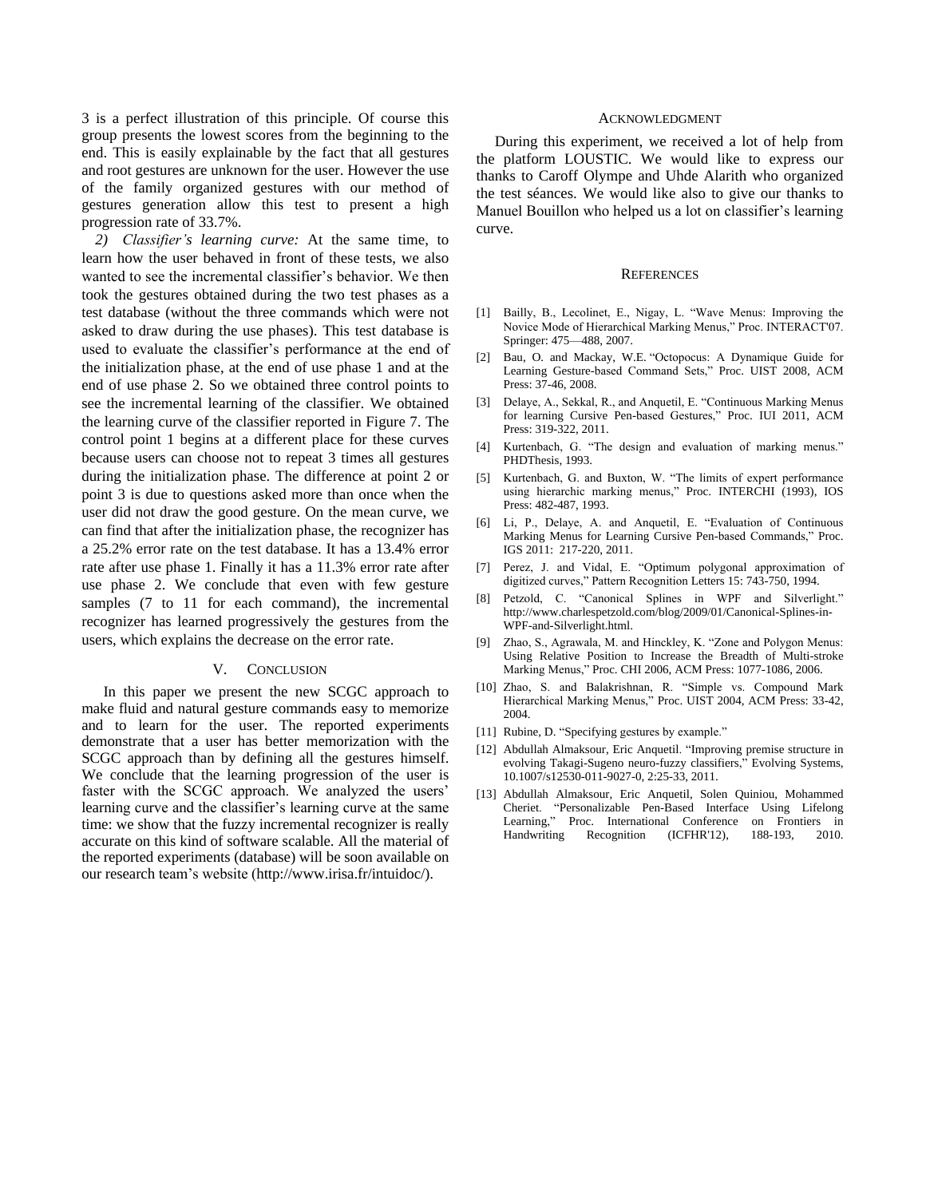3 is a perfect illustration of this principle. Of course this group presents the lowest scores from the beginning to the end. This is easily explainable by the fact that all gestures and root gestures are unknown for the user. However the use of the family organized gestures with our method of gestures generation allow this test to present a high progression rate of 33.7%.

*2) Classifier's learning curve:* At the same time, to learn how the user behaved in front of these tests, we also wanted to see the incremental classifier's behavior. We then took the gestures obtained during the two test phases as a test database (without the three commands which were not asked to draw during the use phases). This test database is used to evaluate the classifier's performance at the end of the initialization phase, at the end of use phase 1 and at the end of use phase 2. So we obtained three control points to see the incremental learning of the classifier. We obtained the learning curve of the classifier reported in Figure 7. The control point 1 begins at a different place for these curves because users can choose not to repeat 3 times all gestures during the initialization phase. The difference at point 2 or point 3 is due to questions asked more than once when the user did not draw the good gesture. On the mean curve, we can find that after the initialization phase, the recognizer has a 25.2% error rate on the test database. It has a 13.4% error rate after use phase 1. Finally it has a 11.3% error rate after use phase 2. We conclude that even with few gesture samples (7 to 11 for each command), the incremental recognizer has learned progressively the gestures from the users, which explains the decrease on the error rate.

## V. Conclusion

In this paper we present the new SCGC approach to make fluid and natural gesture commands easy to memorize and to learn for the user. The reported experiments demonstrate that a user has better memorization with the SCGC approach than by defining all the gestures himself. We conclude that the learning progression of the user is faster with the SCGC approach. We analyzed the users' learning curve and the classifier's learning curve at the same time: we show that the fuzzy incremental recognizer is really accurate on this kind of software scalable. All the material of the reported experiments (database) will be soon available on our research team's website (http://www.irisa.fr/intuidoc/).

## Acknowledgment

During this experiment, we received a lot of help from the platform LOUSTIC. We would like to express our thanks to Caroff Olympe and Uhde Alarith who organized the test séances. We would like also to give our thanks to Manuel Bouillon who helped us a lot on classifier's learning curve.

## References

[1] Bailly, B., Lecolinet, E., Nigay, L. "Wave Menus: Improving the Novice Mode of Hierarchical Marking Menus," Proc. INTERACT'07. Springer: 475—488, 2007.

[2] Bau, O. and Mackay, W.E. "Octopocus: A Dynamique Guide for Learning Gesture-based Command Sets," Proc. UIST 2008, ACM Press: 37-46, 2008.

[3] Delaye, A., Sekkal, R., and Anquetil, E. "Continuous Marking Menus for learning Cursive Pen-based Gestures," Proc. IUI 2011, ACM Press: 319-322, 2011.

[4] Kurtenbach, G. "The design and evaluation of marking menus." PHDThesis, 1993.

[5] Kurtenbach, G. and Buxton, W. "The limits of expert performance using hierarchic marking menus," Proc. INTERCHI (1993), IOS Press: 482-487, 1993.

[6] Li, P., Delaye, A. and Anquetil, E. "Evaluation of Continuous Marking Menus for Learning Cursive Pen-based Commands," Proc. IGS 2011: 217-220, 2011.

[7] Perez, J. and Vidal, E. "Optimum polygonal approximation of digitized curves," Pattern Recognition Letters 15: 743-750, 1994.

[8] Petzold, C. "Canonical Splines in WPF and Silverlight." http://www.charlespetzold.com/blog/2009/01/Canonical-Splines-in-WPF-and-Silverlight.html.

[9] Zhao, S., Agrawala, M. and Hinckley, K. "Zone and Polygon Menus: Using Relative Position to Increase the Breadth of Multi-stroke Marking Menus," Proc. CHI 2006, ACM Press: 1077-1086, 2006.

[10] Zhao, S. and Balakrishnan, R. "Simple vs. Compound Mark Hierarchical Marking Menus," Proc. UIST 2004, ACM Press: 33-42, 2004.

[11] Rubine, D. "Specifying gestures by example."

[12] Abdullah Almaksour, Eric Anquetil. "Improving premise structure in evolving Takagi-Sugeno neuro-fuzzy classifiers," Evolving Systems, 10.1007/s12530-011-9027-0, 2:25-33, 2011.

[13] Abdullah Almaksour, Eric Anquetil, Solen Quiniou, Mohammed Cheriet. "Personalizable Pen-Based Interface Using Lifelong Learning," Proc. International Conference on Frontiers in Handwriting Recognition (ICFHR'12), 188-193, 2010.